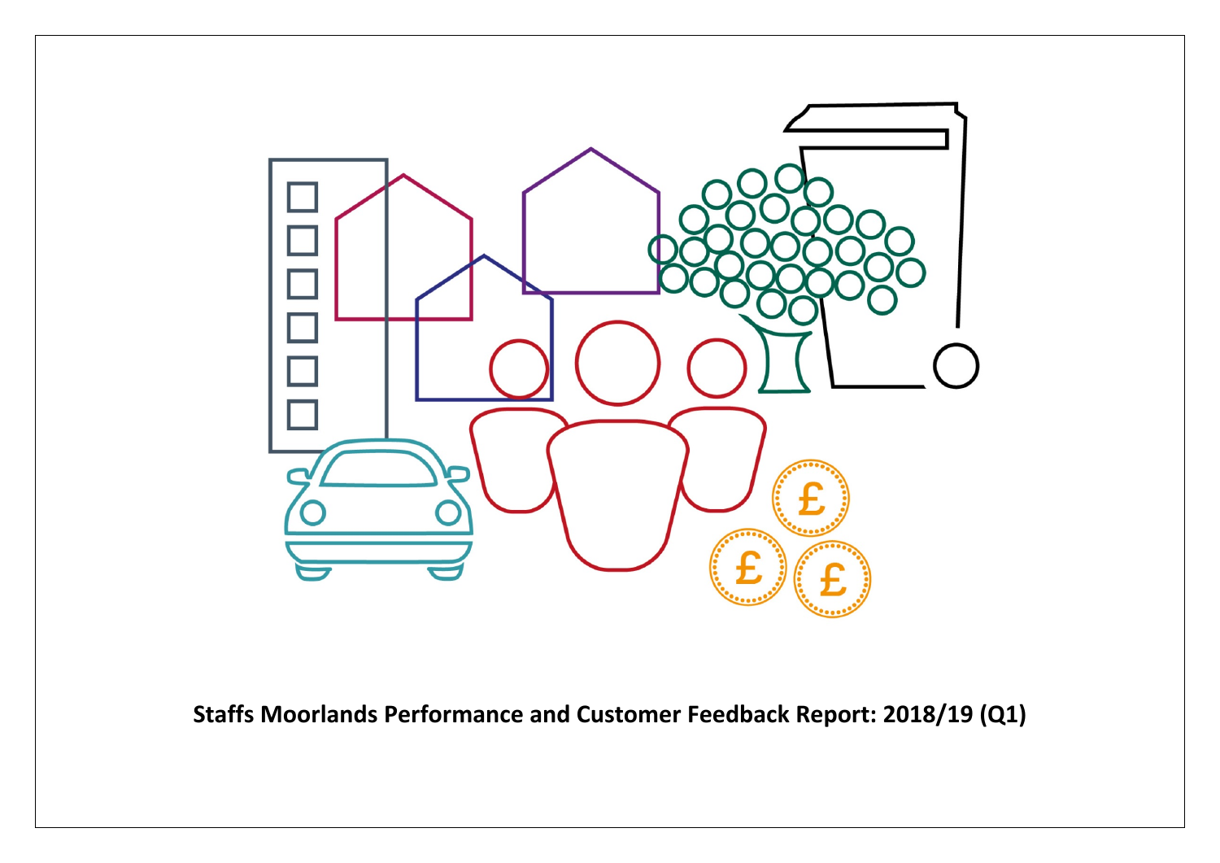# Staffs Moorlands Performance and Customer Feedback Report: 2018/19 (Q1)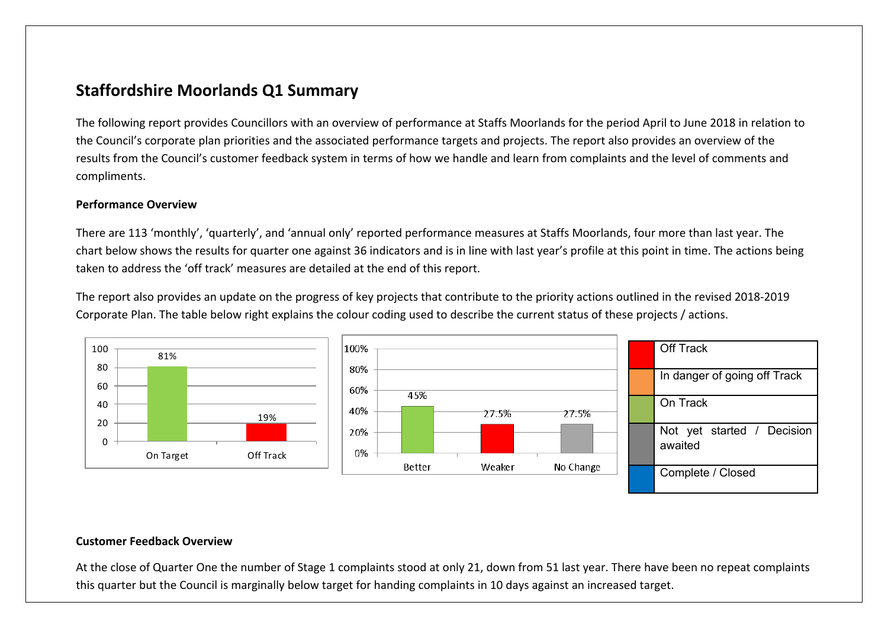## Staffordshire Moorlands Q1 Summary

The following report provides Councillors with an overview of performance at Staffs Moorlands for the period April to June 2018 in relation to the Council's corporate plan priorities and the associated performance targets and projects. The report also provides an overview of the results from the Council's customer feedback system in terms of how we handle and learn from complaints and the level of comments and compliments.

**Performance Overview**

There are 113 'monthly', 'quarterly', and 'annual only' reported performance measures at Staffs Moorlands, four more than last year. The chart below shows the results for quarter one against 36 indicators and is in line with last year's profile at this point in time. The actions being taken to address the 'off track' measures are detailed at the end of this report.

The report also provides an update on the progress of key projects that contribute to the priority actions outlined in the revised 2018-2019 Corporate Plan. The table below right explains the colour coding used to describe the current status of these projects / actions.

| | On Target | Off Track |
|---|---|---|
| % | 81% | 19% |

| | Better | Weaker | No Change |
|---|---|---|---|
| % | 45% | 27.5% | 27.5% |

| Colour | Status |
|---|---|
| Red | Off Track |
| Orange | In danger of going off Track |
| Green | On Track |
| Grey | Not yet started / Decision awaited |
| Blue | Complete / Closed |

**Customer Feedback Overview**

At the close of Quarter One the number of Stage 1 complaints stood at only 21, down from 51 last year. There have been no repeat complaints this quarter but the Council is marginally below target for handing complaints in 10 days against an increased target.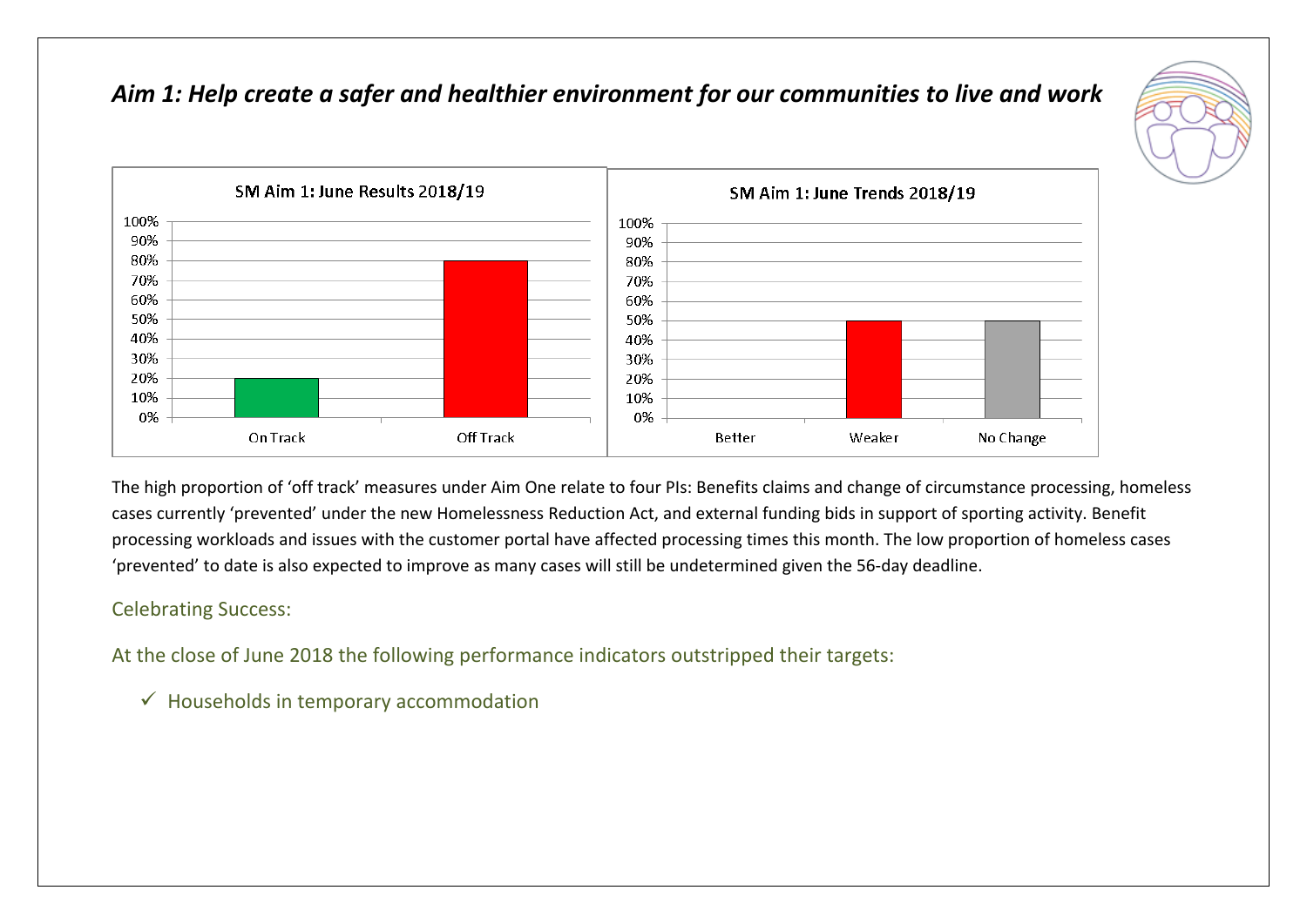## *Aim 1: Help create a safer and healthier environment for our communities to live and work*

SM Aim 1: June Results 2018/19

| | On Track | Off Track |
|---|---|---|
| % | 20% | 80% |

SM Aim 1: June Trends 2018/19

| | Better | Weaker | No Change |
|---|---|---|---|
| % | 0% | 50% | 50% |

The high proportion of 'off track' measures under Aim One relate to four PIs: Benefits claims and change of circumstance processing, homeless cases currently 'prevented' under the new Homelessness Reduction Act, and external funding bids in support of sporting activity. Benefit processing workloads and issues with the customer portal have affected processing times this month. The low proportion of homeless cases 'prevented' to date is also expected to improve as many cases will still be undetermined given the 56-day deadline.

Celebrating Success:

At the close of June 2018 the following performance indicators outstripped their targets:

- ✓ Households in temporary accommodation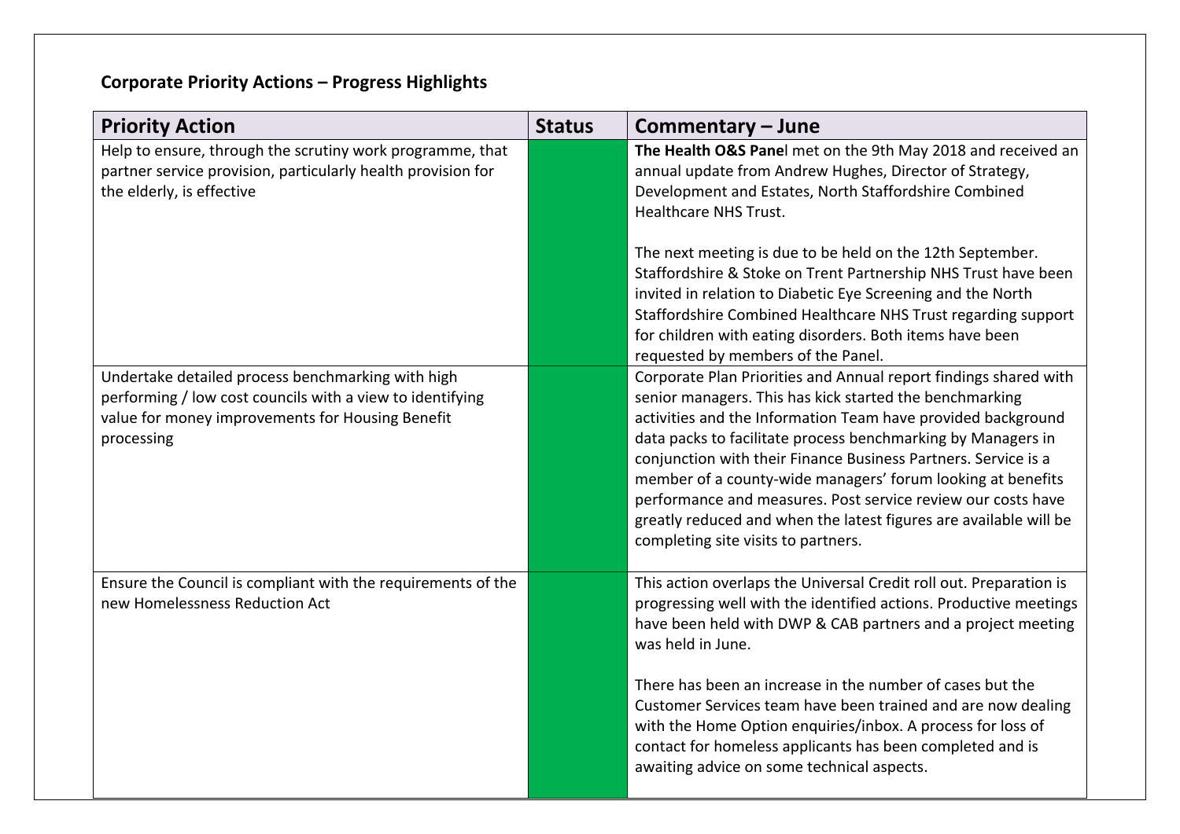**Corporate Priority Actions – Progress Highlights**

| Priority Action | Status | Commentary – June |
|---|---|---|
| Help to ensure, through the scrutiny work programme, that partner service provision, particularly health provision for the elderly, is effective | | **The Health O&S Pane**l met on the 9th May 2018 and received an annual update from Andrew Hughes, Director of Strategy, Development and Estates, North Staffordshire Combined Healthcare NHS Trust.<br><br>The next meeting is due to be held on the 12th September. Staffordshire & Stoke on Trent Partnership NHS Trust have been invited in relation to Diabetic Eye Screening and the North Staffordshire Combined Healthcare NHS Trust regarding support for children with eating disorders. Both items have been requested by members of the Panel. |
| Undertake detailed process benchmarking with high performing / low cost councils with a view to identifying value for money improvements for Housing Benefit processing | | Corporate Plan Priorities and Annual report findings shared with senior managers. This has kick started the benchmarking activities and the Information Team have provided background data packs to facilitate process benchmarking by Managers in conjunction with their Finance Business Partners. Service is a member of a county-wide managers' forum looking at benefits performance and measures. Post service review our costs have greatly reduced and when the latest figures are available will be completing site visits to partners. |
| Ensure the Council is compliant with the requirements of the new Homelessness Reduction Act | | This action overlaps the Universal Credit roll out. Preparation is progressing well with the identified actions. Productive meetings have been held with DWP & CAB partners and a project meeting was held in June.<br><br>There has been an increase in the number of cases but the Customer Services team have been trained and are now dealing with the Home Option enquiries/inbox. A process for loss of contact for homeless applicants has been completed and is awaiting advice on some technical aspects. |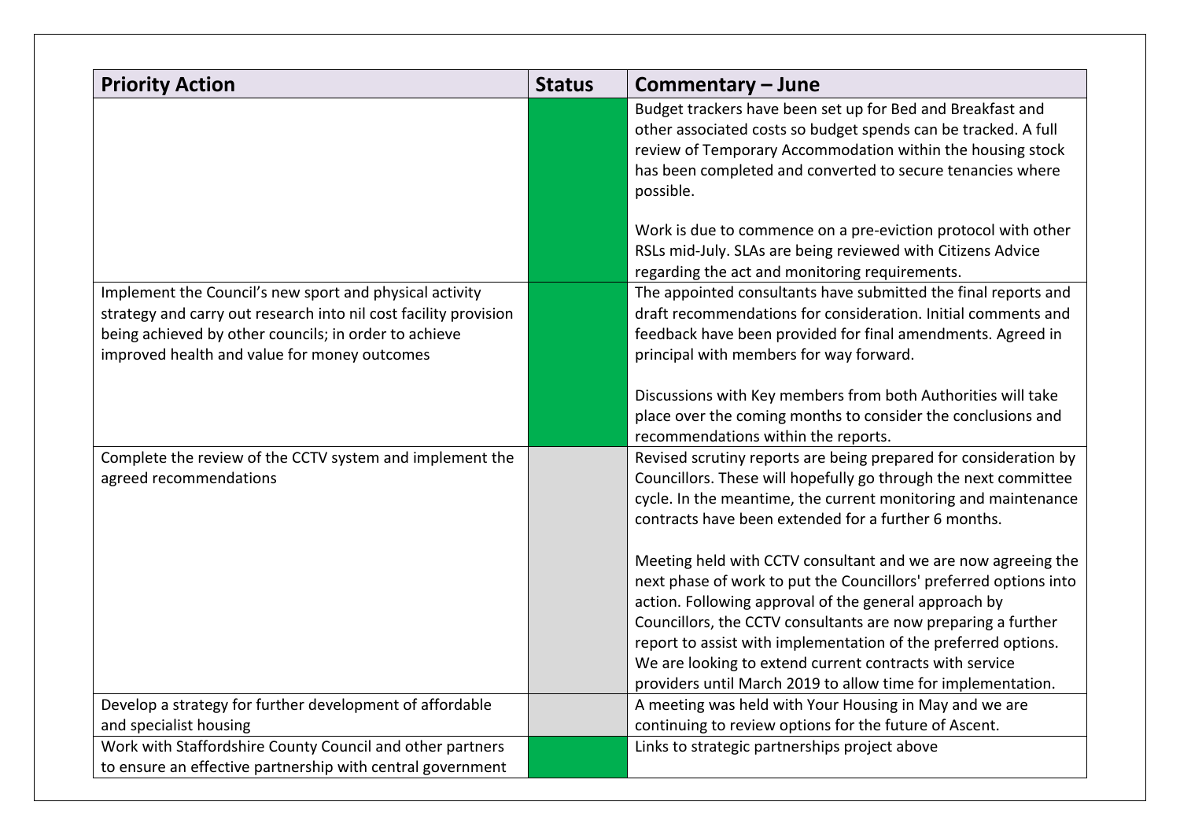| Priority Action | Status | Commentary – June |
|---|---|---|
| | | Budget trackers have been set up for Bed and Breakfast and other associated costs so budget spends can be tracked. A full review of Temporary Accommodation within the housing stock has been completed and converted to secure tenancies where possible.<br><br>Work is due to commence on a pre-eviction protocol with other RSLs mid-July. SLAs are being reviewed with Citizens Advice regarding the act and monitoring requirements. |
| Implement the Council's new sport and physical activity strategy and carry out research into nil cost facility provision being achieved by other councils; in order to achieve improved health and value for money outcomes | | The appointed consultants have submitted the final reports and draft recommendations for consideration. Initial comments and feedback have been provided for final amendments. Agreed in principal with members for way forward.<br><br>Discussions with Key members from both Authorities will take place over the coming months to consider the conclusions and recommendations within the reports. |
| Complete the review of the CCTV system and implement the agreed recommendations | | Revised scrutiny reports are being prepared for consideration by Councillors. These will hopefully go through the next committee cycle. In the meantime, the current monitoring and maintenance contracts have been extended for a further 6 months.<br><br>Meeting held with CCTV consultant and we are now agreeing the next phase of work to put the Councillors' preferred options into action. Following approval of the general approach by Councillors, the CCTV consultants are now preparing a further report to assist with implementation of the preferred options. We are looking to extend current contracts with service providers until March 2019 to allow time for implementation. |
| Develop a strategy for further development of affordable and specialist housing | | A meeting was held with Your Housing in May and we are continuing to review options for the future of Ascent. |
| Work with Staffordshire County Council and other partners to ensure an effective partnership with central government | | Links to strategic partnerships project above |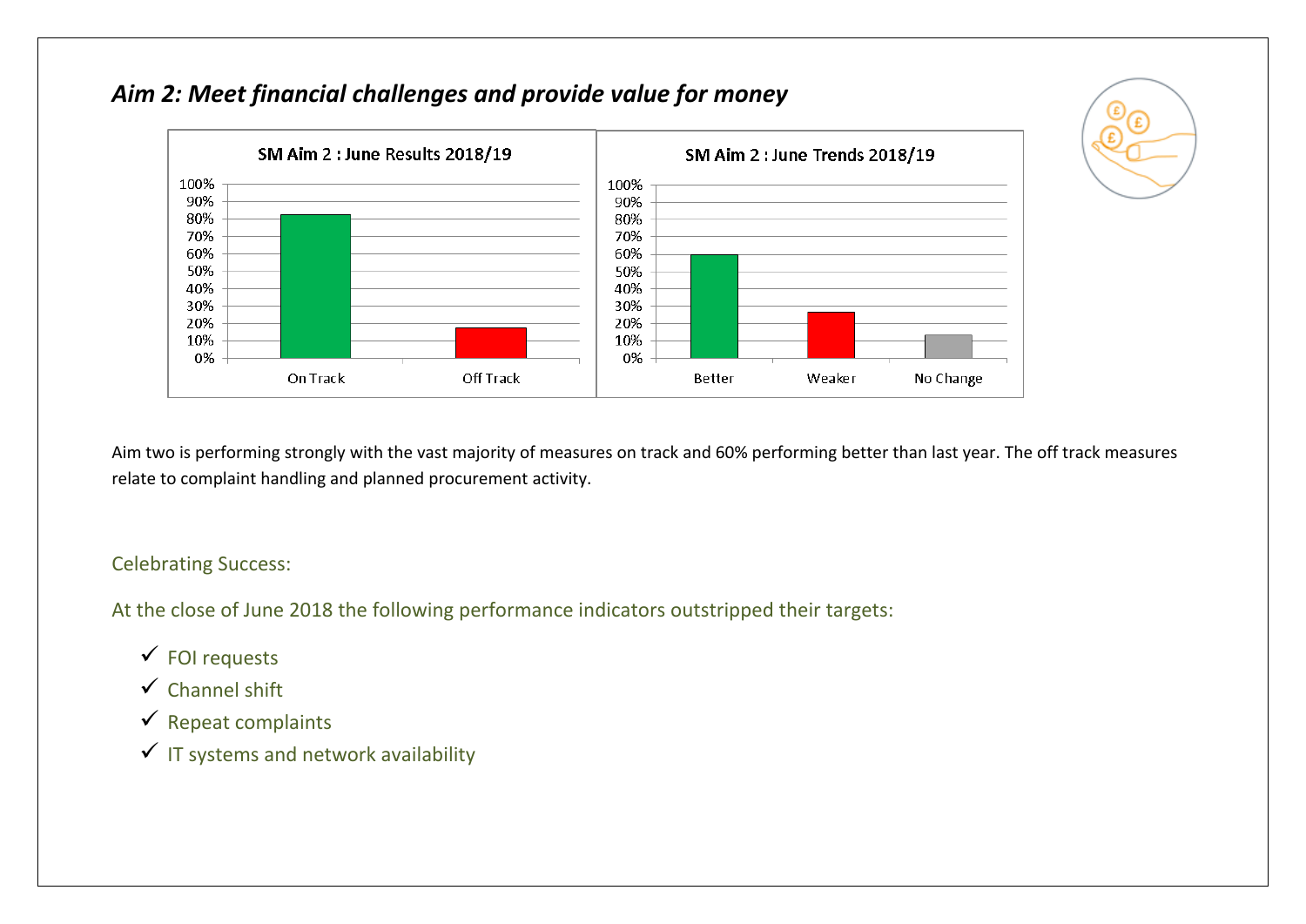## *Aim 2: Meet financial challenges and provide value for money*

SM Aim 2 : June Results 2018/19

SM Aim 2 : June Trends 2018/19

Aim two is performing strongly with the vast majority of measures on track and 60% performing better than last year. The off track measures relate to complaint handling and planned procurement activity.

Celebrating Success:

At the close of June 2018 the following performance indicators outstripped their targets:

- ✓ FOI requests
- ✓ Channel shift
- ✓ Repeat complaints
- ✓ IT systems and network availability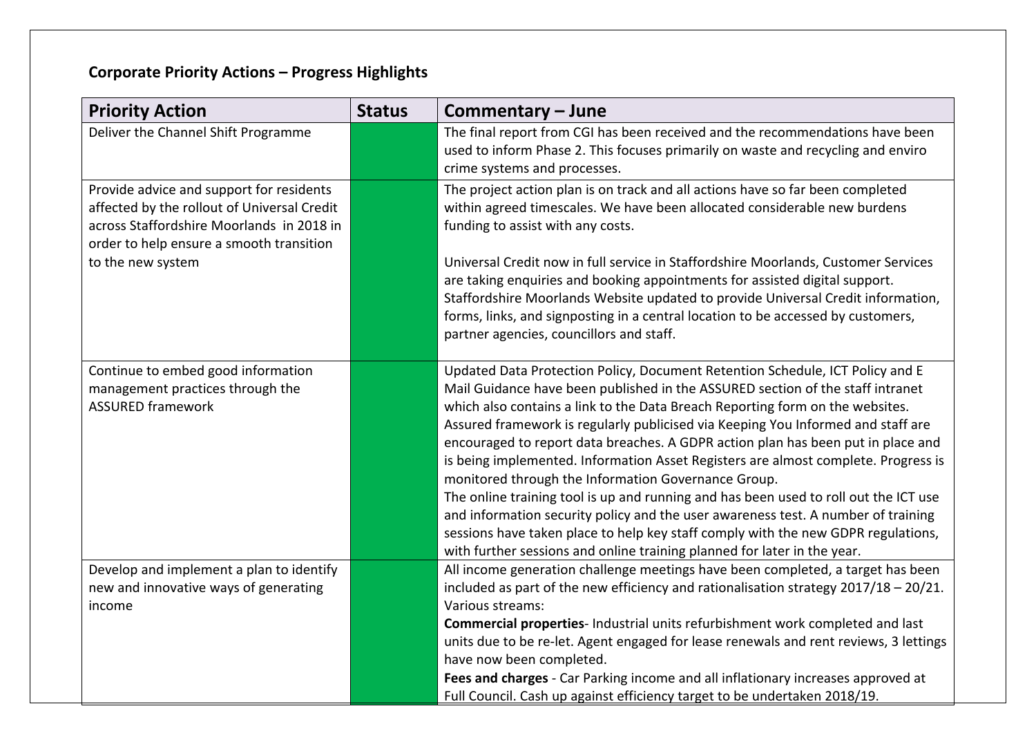**Corporate Priority Actions – Progress Highlights**

| Priority Action | Status | Commentary – June |
|---|---|---|
| Deliver the Channel Shift Programme | | The final report from CGI has been received and the recommendations have been used to inform Phase 2. This focuses primarily on waste and recycling and enviro crime systems and processes. |
| Provide advice and support for residents affected by the rollout of Universal Credit across Staffordshire Moorlands in 2018 in order to help ensure a smooth transition to the new system | | The project action plan is on track and all actions have so far been completed within agreed timescales. We have been allocated considerable new burdens funding to assist with any costs.<br><br>Universal Credit now in full service in Staffordshire Moorlands, Customer Services are taking enquiries and booking appointments for assisted digital support. Staffordshire Moorlands Website updated to provide Universal Credit information, forms, links, and signposting in a central location to be accessed by customers, partner agencies, councillors and staff. |
| Continue to embed good information management practices through the ASSURED framework | | Updated Data Protection Policy, Document Retention Schedule, ICT Policy and E Mail Guidance have been published in the ASSURED section of the staff intranet which also contains a link to the Data Breach Reporting form on the websites. Assured framework is regularly publicised via Keeping You Informed and staff are encouraged to report data breaches. A GDPR action plan has been put in place and is being implemented. Information Asset Registers are almost complete. Progress is monitored through the Information Governance Group.<br>The online training tool is up and running and has been used to roll out the ICT use and information security policy and the user awareness test. A number of training sessions have taken place to help key staff comply with the new GDPR regulations, with further sessions and online training planned for later in the year. |
| Develop and implement a plan to identify new and innovative ways of generating income | | All income generation challenge meetings have been completed, a target has been included as part of the new efficiency and rationalisation strategy 2017/18 – 20/21. Various streams:<br>**Commercial properties**- Industrial units refurbishment work completed and last units due to be re-let. Agent engaged for lease renewals and rent reviews, 3 lettings have now been completed.<br>**Fees and charges** - Car Parking income and all inflationary increases approved at Full Council. Cash up against efficiency target to be undertaken 2018/19. |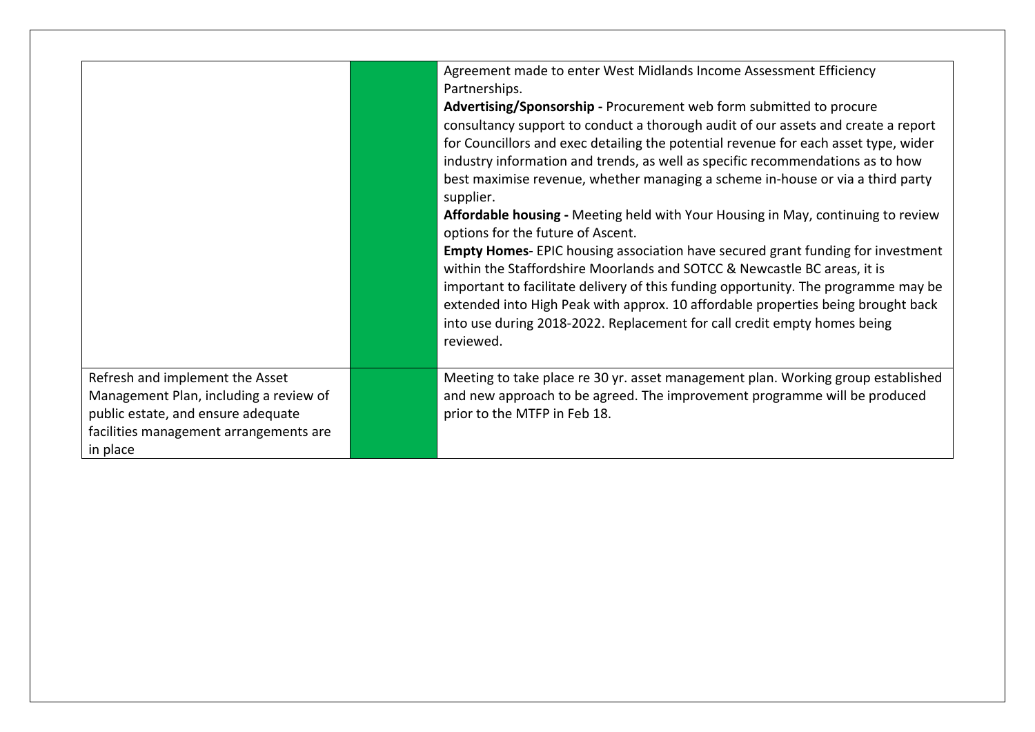| | | |
|---|---|---|
| | | Agreement made to enter West Midlands Income Assessment Efficiency Partnerships.<br>**Advertising/Sponsorship -** Procurement web form submitted to procure consultancy support to conduct a thorough audit of our assets and create a report for Councillors and exec detailing the potential revenue for each asset type, wider industry information and trends, as well as specific recommendations as to how best maximise revenue, whether managing a scheme in-house or via a third party supplier.<br>**Affordable housing -** Meeting held with Your Housing in May, continuing to review options for the future of Ascent.<br>**Empty Homes**- EPIC housing association have secured grant funding for investment within the Staffordshire Moorlands and SOTCC & Newcastle BC areas, it is important to facilitate delivery of this funding opportunity. The programme may be extended into High Peak with approx. 10 affordable properties being brought back into use during 2018-2022. Replacement for call credit empty homes being reviewed. |
| Refresh and implement the Asset Management Plan, including a review of public estate, and ensure adequate facilities management arrangements are in place | | Meeting to take place re 30 yr. asset management plan. Working group established and new approach to be agreed. The improvement programme will be produced prior to the MTFP in Feb 18. |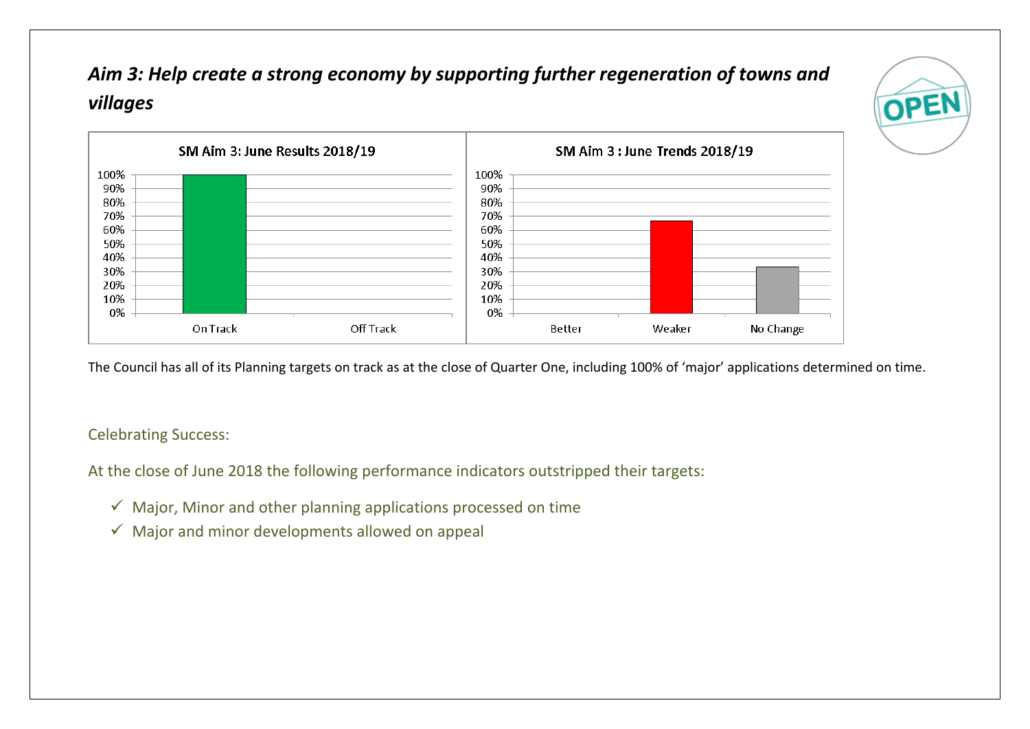## *Aim 3: Help create a strong economy by supporting further regeneration of towns and villages*

The Council has all of its Planning targets on track as at the close of Quarter One, including 100% of 'major' applications determined on time.

Celebrating Success:

At the close of June 2018 the following performance indicators outstripped their targets:

- ✓ Major, Minor and other planning applications processed on time
- ✓ Major and minor developments allowed on appeal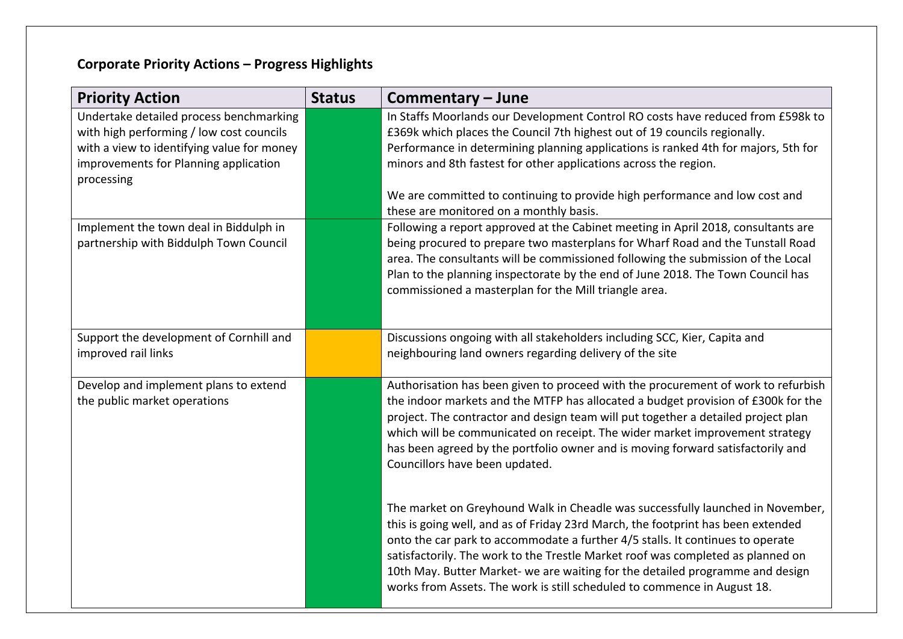**Corporate Priority Actions – Progress Highlights**

| Priority Action | Status | Commentary – June |
|---|---|---|
| Undertake detailed process benchmarking with high performing / low cost councils with a view to identifying value for money improvements for Planning application processing | Green | In Staffs Moorlands our Development Control RO costs have reduced from £598k to £369k which places the Council 7th highest out of 19 councils regionally. Performance in determining planning applications is ranked 4th for majors, 5th for minors and 8th fastest for other applications across the region.<br><br>We are committed to continuing to provide high performance and low cost and these are monitored on a monthly basis. |
| Implement the town deal in Biddulph in partnership with Biddulph Town Council | Green | Following a report approved at the Cabinet meeting in April 2018, consultants are being procured to prepare two masterplans for Wharf Road and the Tunstall Road area. The consultants will be commissioned following the submission of the Local Plan to the planning inspectorate by the end of June 2018. The Town Council has commissioned a masterplan for the Mill triangle area. |
| Support the development of Cornhill and improved rail links | Amber | Discussions ongoing with all stakeholders including SCC, Kier, Capita and neighbouring land owners regarding delivery of the site |
| Develop and implement plans to extend the public market operations | Green | Authorisation has been given to proceed with the procurement of work to refurbish the indoor markets and the MTFP has allocated a budget provision of £300k for the project. The contractor and design team will put together a detailed project plan which will be communicated on receipt. The wider market improvement strategy has been agreed by the portfolio owner and is moving forward satisfactorily and Councillors have been updated.<br><br>The market on Greyhound Walk in Cheadle was successfully launched in November, this is going well, and as of Friday 23rd March, the footprint has been extended onto the car park to accommodate a further 4/5 stalls. It continues to operate satisfactorily. The work to the Trestle Market roof was completed as planned on 10th May. Butter Market- we are waiting for the detailed programme and design works from Assets. The work is still scheduled to commence in August 18. |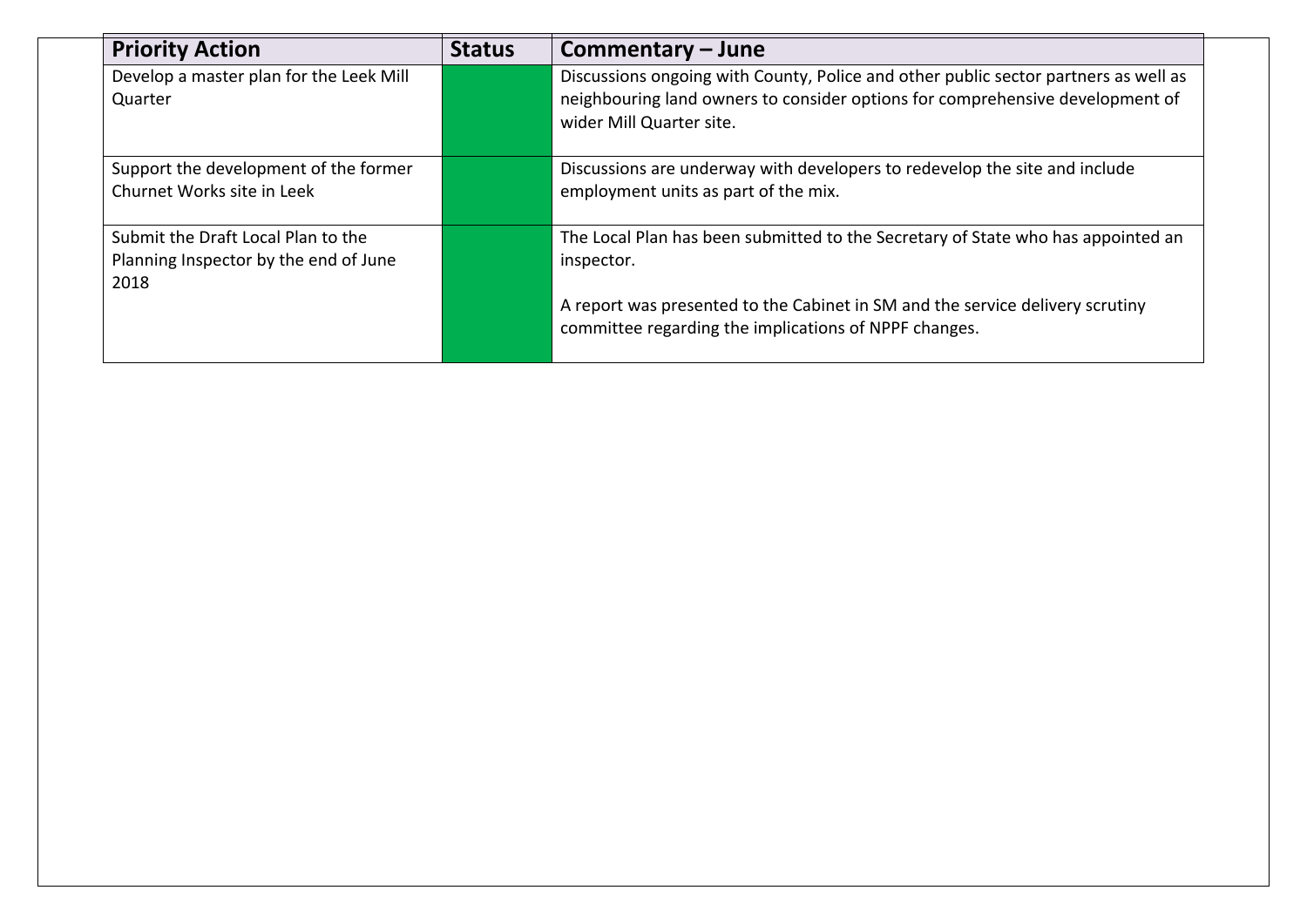| Priority Action | Status | Commentary – June |
|---|---|---|
| Develop a master plan for the Leek Mill Quarter | | Discussions ongoing with County, Police and other public sector partners as well as neighbouring land owners to consider options for comprehensive development of wider Mill Quarter site. |
| Support the development of the former Churnet Works site in Leek | | Discussions are underway with developers to redevelop the site and include employment units as part of the mix. |
| Submit the Draft Local Plan to the Planning Inspector by the end of June 2018 | | The Local Plan has been submitted to the Secretary of State who has appointed an inspector.<br><br>A report was presented to the Cabinet in SM and the service delivery scrutiny committee regarding the implications of NPPF changes. |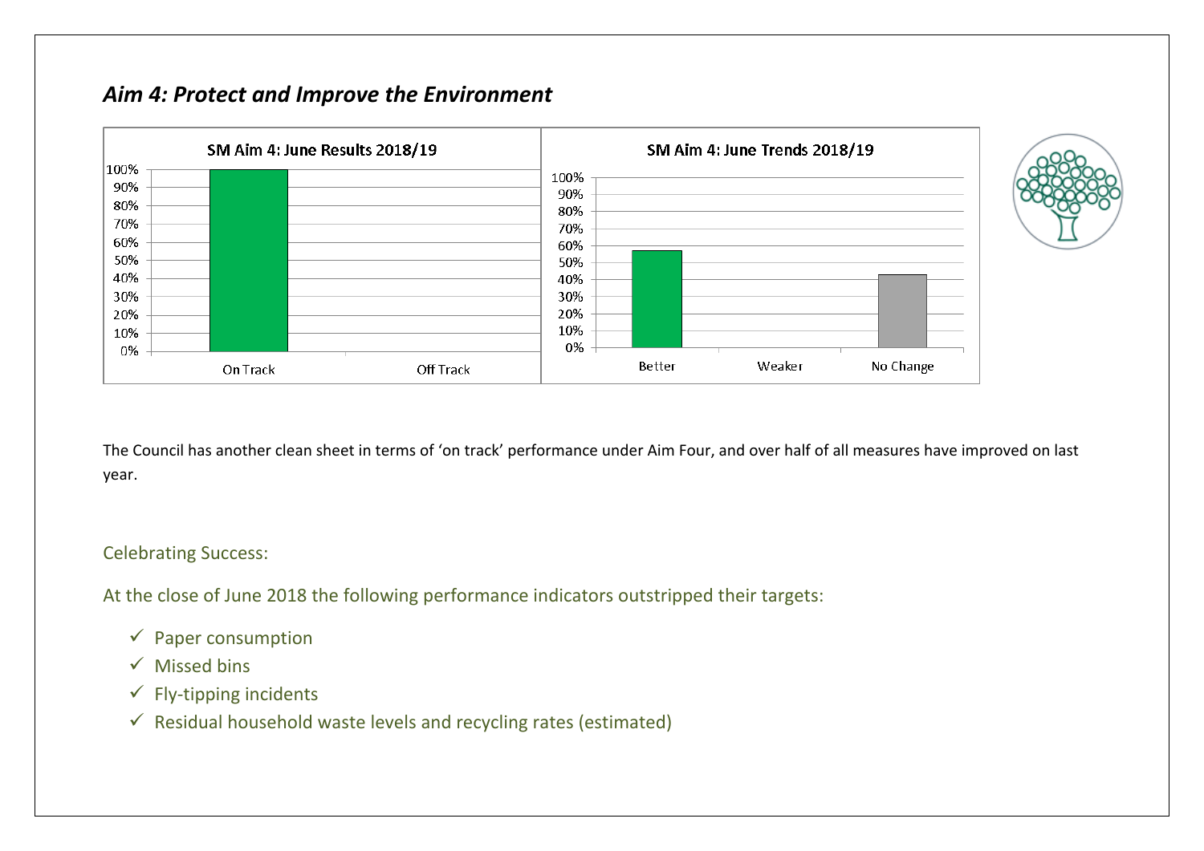## *Aim 4: Protect and Improve the Environment*

The Council has another clean sheet in terms of 'on track' performance under Aim Four, and over half of all measures have improved on last year.

### Celebrating Success:

At the close of June 2018 the following performance indicators outstripped their targets:

- ✓ Paper consumption
- ✓ Missed bins
- ✓ Fly-tipping incidents
- ✓ Residual household waste levels and recycling rates (estimated)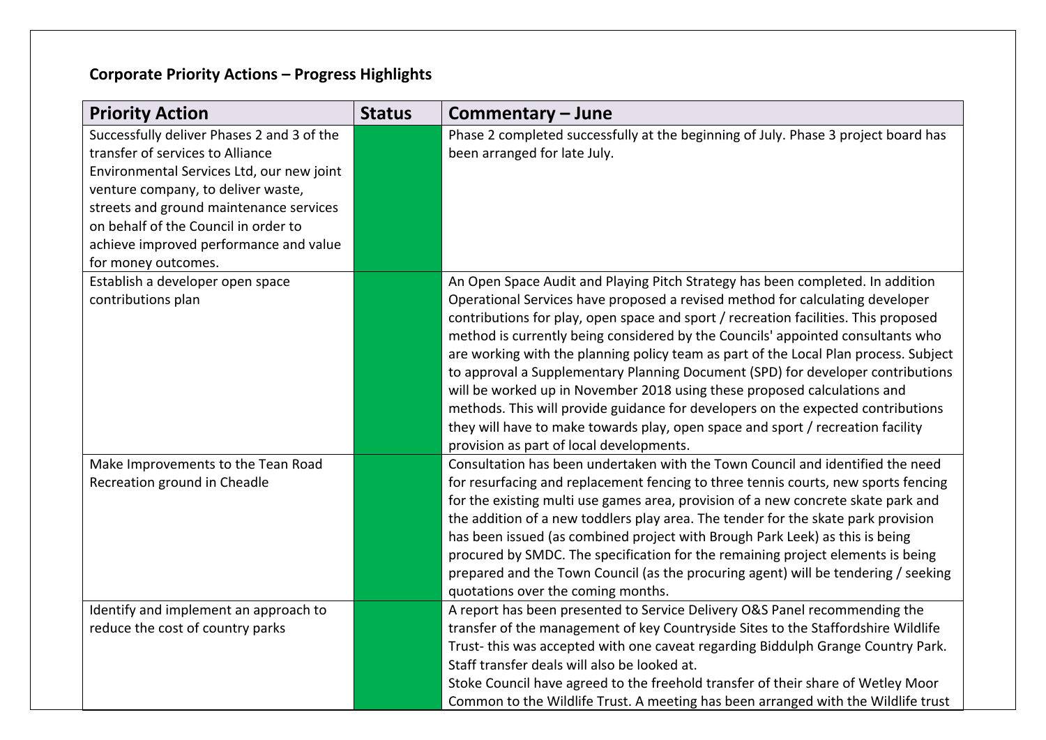**Corporate Priority Actions – Progress Highlights**

| Priority Action | Status | Commentary – June |
|---|---|---|
| Successfully deliver Phases 2 and 3 of the transfer of services to Alliance Environmental Services Ltd, our new joint venture company, to deliver waste, streets and ground maintenance services on behalf of the Council in order to achieve improved performance and value for money outcomes. | | Phase 2 completed successfully at the beginning of July. Phase 3 project board has been arranged for late July. |
| Establish a developer open space contributions plan | | An Open Space Audit and Playing Pitch Strategy has been completed. In addition Operational Services have proposed a revised method for calculating developer contributions for play, open space and sport / recreation facilities. This proposed method is currently being considered by the Councils' appointed consultants who are working with the planning policy team as part of the Local Plan process. Subject to approval a Supplementary Planning Document (SPD) for developer contributions will be worked up in November 2018 using these proposed calculations and methods. This will provide guidance for developers on the expected contributions they will have to make towards play, open space and sport / recreation facility provision as part of local developments. |
| Make Improvements to the Tean Road Recreation ground in Cheadle | | Consultation has been undertaken with the Town Council and identified the need for resurfacing and replacement fencing to three tennis courts, new sports fencing for the existing multi use games area, provision of a new concrete skate park and the addition of a new toddlers play area. The tender for the skate park provision has been issued (as combined project with Brough Park Leek) as this is being procured by SMDC. The specification for the remaining project elements is being prepared and the Town Council (as the procuring agent) will be tendering / seeking quotations over the coming months. |
| Identify and implement an approach to reduce the cost of country parks | | A report has been presented to Service Delivery O&S Panel recommending the transfer of the management of key Countryside Sites to the Staffordshire Wildlife Trust- this was accepted with one caveat regarding Biddulph Grange Country Park. Staff transfer deals will also be looked at.<br>Stoke Council have agreed to the freehold transfer of their share of Wetley Moor Common to the Wildlife Trust. A meeting has been arranged with the Wildlife trust |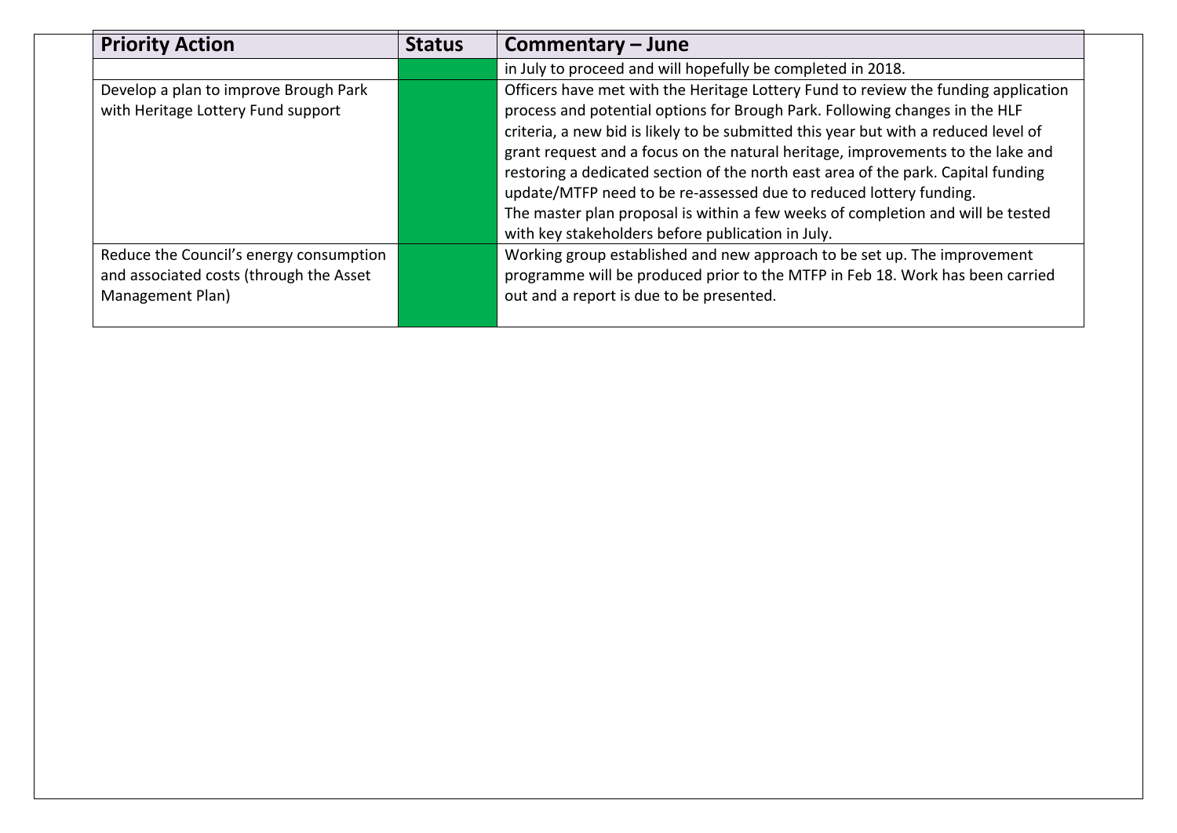| Priority Action | Status | Commentary – June |
|---|---|---|
| | | in July to proceed and will hopefully be completed in 2018. |
| Develop a plan to improve Brough Park with Heritage Lottery Fund support | | Officers have met with the Heritage Lottery Fund to review the funding application process and potential options for Brough Park. Following changes in the HLF criteria, a new bid is likely to be submitted this year but with a reduced level of grant request and a focus on the natural heritage, improvements to the lake and restoring a dedicated section of the north east area of the park. Capital funding update/MTFP need to be re-assessed due to reduced lottery funding.<br>The master plan proposal is within a few weeks of completion and will be tested with key stakeholders before publication in July. |
| Reduce the Council's energy consumption and associated costs (through the Asset Management Plan) | | Working group established and new approach to be set up. The improvement programme will be produced prior to the MTFP in Feb 18. Work has been carried out and a report is due to be presented. |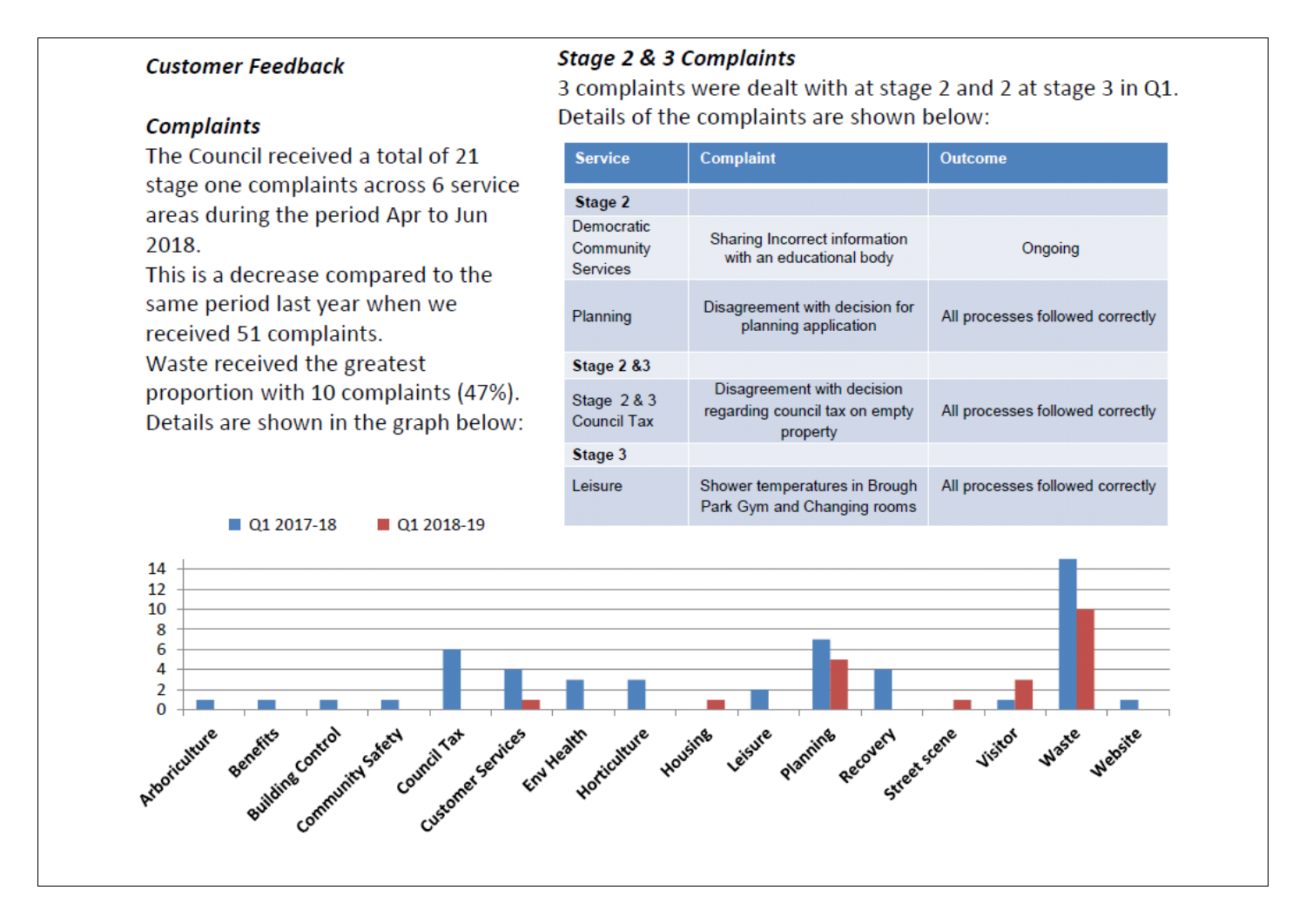### *Customer Feedback*

### *Complaints*

The Council received a total of 21 stage one complaints across 6 service areas during the period Apr to Jun 2018.

This is a decrease compared to the same period last year when we received 51 complaints.

Waste received the greatest proportion with 10 complaints (47%). Details are shown in the graph below:

| Service | Q1 2017-18 | Q1 2018-19 |
|---|---|---|
| Arboriculture | 1 | |
| Benefits | 1 | |
| Building Control | 1 | |
| Community Safety | 1 | |
| Council Tax | 6 | |
| Customer Services | 4 | 1 |
| Env Health | 3 | |
| Horticulture | 3 | |
| Housing | | 1 |
| Leisure | 2 | |
| Planning | 7 | 5 |
| Recovery | 4 | |
| Street scene | | 1 |
| Visitor | 1 | 3 |
| Waste | 15 | 10 |
| Website | 1 | |

### *Stage 2 & 3 Complaints*

3 complaints were dealt with at stage 2 and 2 at stage 3 in Q1. Details of the complaints are shown below:

| Service | Complaint | Outcome |
|---|---|---|
| **Stage 2** | | |
| Democratic Community Services | Sharing Incorrect information with an educational body | Ongoing |
| Planning | Disagreement with decision for planning application | All processes followed correctly |
| **Stage 2 &3** | | |
| Stage 2 & 3 Council Tax | Disagreement with decision regarding council tax on empty property | All processes followed correctly |
| **Stage 3** | | |
| Leisure | Shower temperatures in Brough Park Gym and Changing rooms | All processes followed correctly |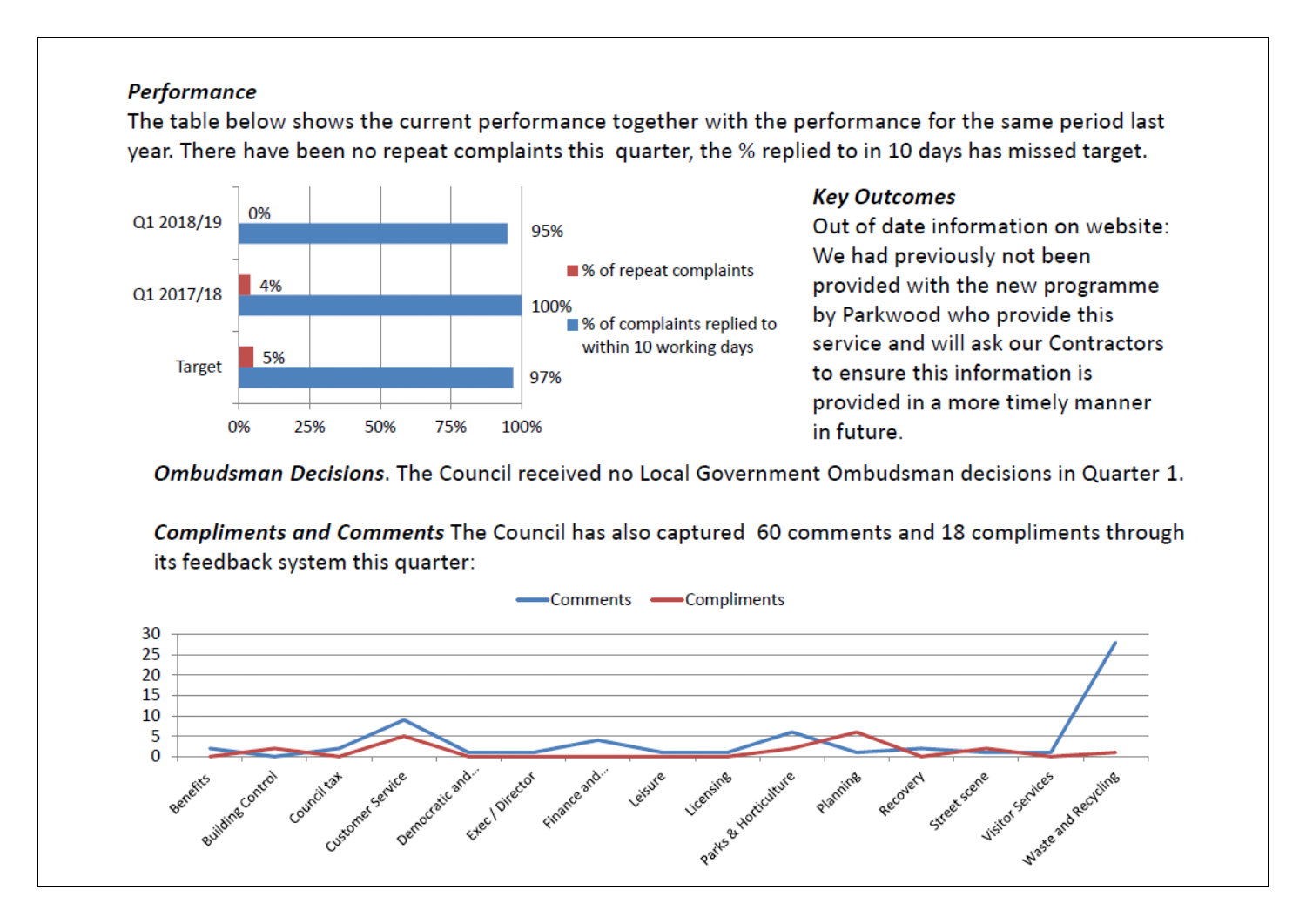***Performance***

The table below shows the current performance together with the performance for the same period last year. There have been no repeat complaints this quarter, the % replied to in 10 days has missed target.

| | % of repeat complaints | % of complaints replied to within 10 working days |
|---|---|---|
| Q1 2018/19 | 0% | 95% |
| Q1 2017/18 | 4% | 100% |
| Target | 5% | 97% |

***Key Outcomes***

Out of date information on website: We had previously not been provided with the new programme by Parkwood who provide this service and will ask our Contractors to ensure this information is provided in a more timely manner in future.

***Ombudsman Decisions***. The Council received no Local Government Ombudsman decisions in Quarter 1.

***Compliments and Comments*** The Council has also captured 60 comments and 18 compliments through its feedback system this quarter: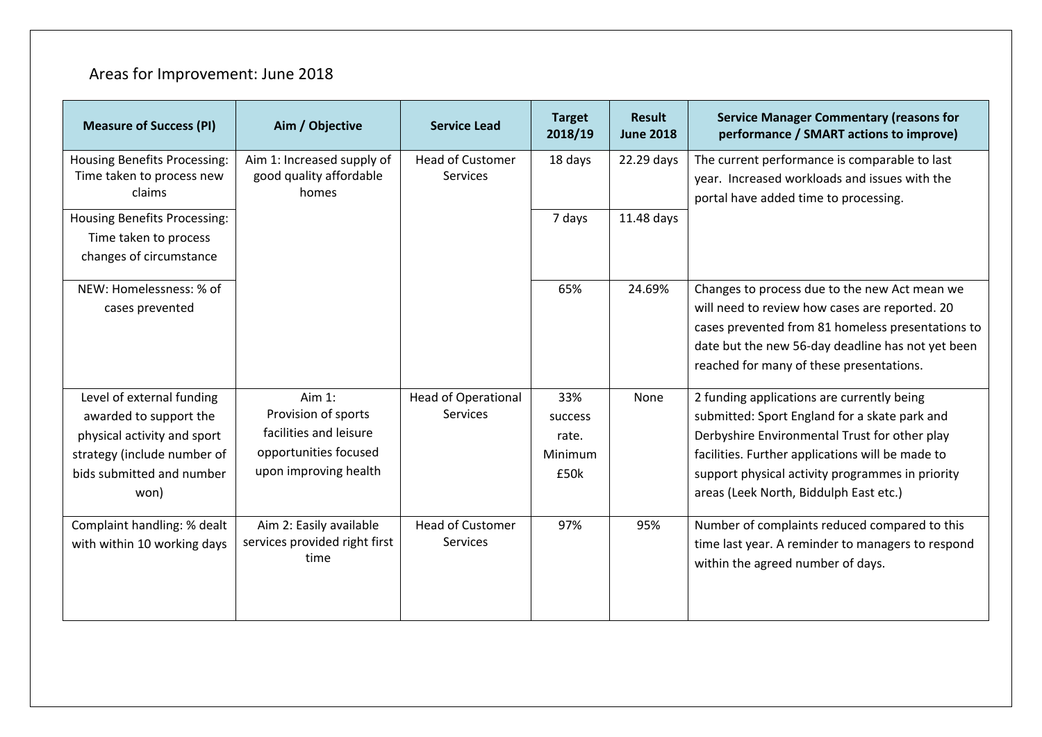## Areas for Improvement: June 2018

| Measure of Success (PI) | Aim / Objective | Service Lead | Target 2018/19 | Result June 2018 | Service Manager Commentary (reasons for performance / SMART actions to improve) |
|---|---|---|---|---|---|
| Housing Benefits Processing: Time taken to process new claims | Aim 1: Increased supply of good quality affordable homes | Head of Customer Services | 18 days | 22.29 days | The current performance is comparable to last year. Increased workloads and issues with the portal have added time to processing. |
| Housing Benefits Processing: Time taken to process changes of circumstance | | | 7 days | 11.48 days | |
| NEW: Homelessness: % of cases prevented | | | 65% | 24.69% | Changes to process due to the new Act mean we will need to review how cases are reported. 20 cases prevented from 81 homeless presentations to date but the new 56-day deadline has not yet been reached for many of these presentations. |
| Level of external funding awarded to support the physical activity and sport strategy (include number of bids submitted and number won) | Aim 1: Provision of sports facilities and leisure opportunities focused upon improving health | Head of Operational Services | 33% success rate. Minimum £50k | None | 2 funding applications are currently being submitted: Sport England for a skate park and Derbyshire Environmental Trust for other play facilities. Further applications will be made to support physical activity programmes in priority areas (Leek North, Biddulph East etc.) |
| Complaint handling: % dealt with within 10 working days | Aim 2: Easily available services provided right first time | Head of Customer Services | 97% | 95% | Number of complaints reduced compared to this time last year. A reminder to managers to respond within the agreed number of days. |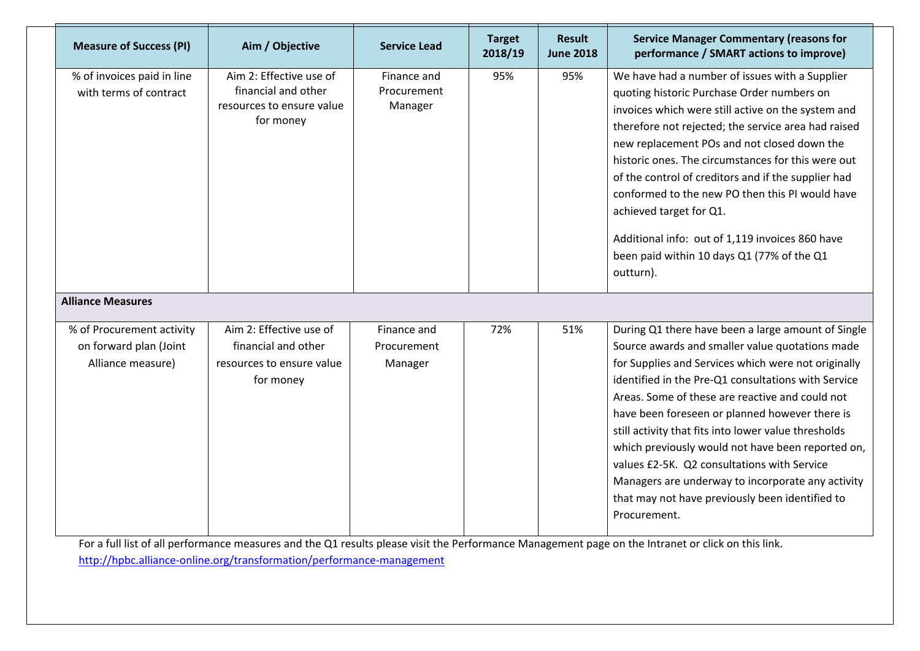| Measure of Success (PI) | Aim / Objective | Service Lead | Target 2018/19 | Result June 2018 | Service Manager Commentary (reasons for performance / SMART actions to improve) |
|---|---|---|---|---|---|
| % of invoices paid in line with terms of contract | Aim 2: Effective use of financial and other resources to ensure value for money | Finance and Procurement Manager | 95% | 95% | We have had a number of issues with a Supplier quoting historic Purchase Order numbers on invoices which were still active on the system and therefore not rejected; the service area had raised new replacement POs and not closed down the historic ones. The circumstances for this were out of the control of creditors and if the supplier had conformed to the new PO then this PI would have achieved target for Q1.<br><br>Additional info: out of 1,119 invoices 860 have been paid within 10 days Q1 (77% of the Q1 outturn). |
| **Alliance Measures** | | | | | |
| % of Procurement activity on forward plan (Joint Alliance measure) | Aim 2: Effective use of financial and other resources to ensure value for money | Finance and Procurement Manager | 72% | 51% | During Q1 there have been a large amount of Single Source awards and smaller value quotations made for Supplies and Services which were not originally identified in the Pre-Q1 consultations with Service Areas. Some of these are reactive and could not have been foreseen or planned however there is still activity that fits into lower value thresholds which previously would not have been reported on, values £2-5K. Q2 consultations with Service Managers are underway to incorporate any activity that may not have previously been identified to Procurement. |

For a full list of all performance measures and the Q1 results please visit the Performance Management page on the Intranet or click on this link.
http://hpbc.alliance-online.org/transformation/performance-management